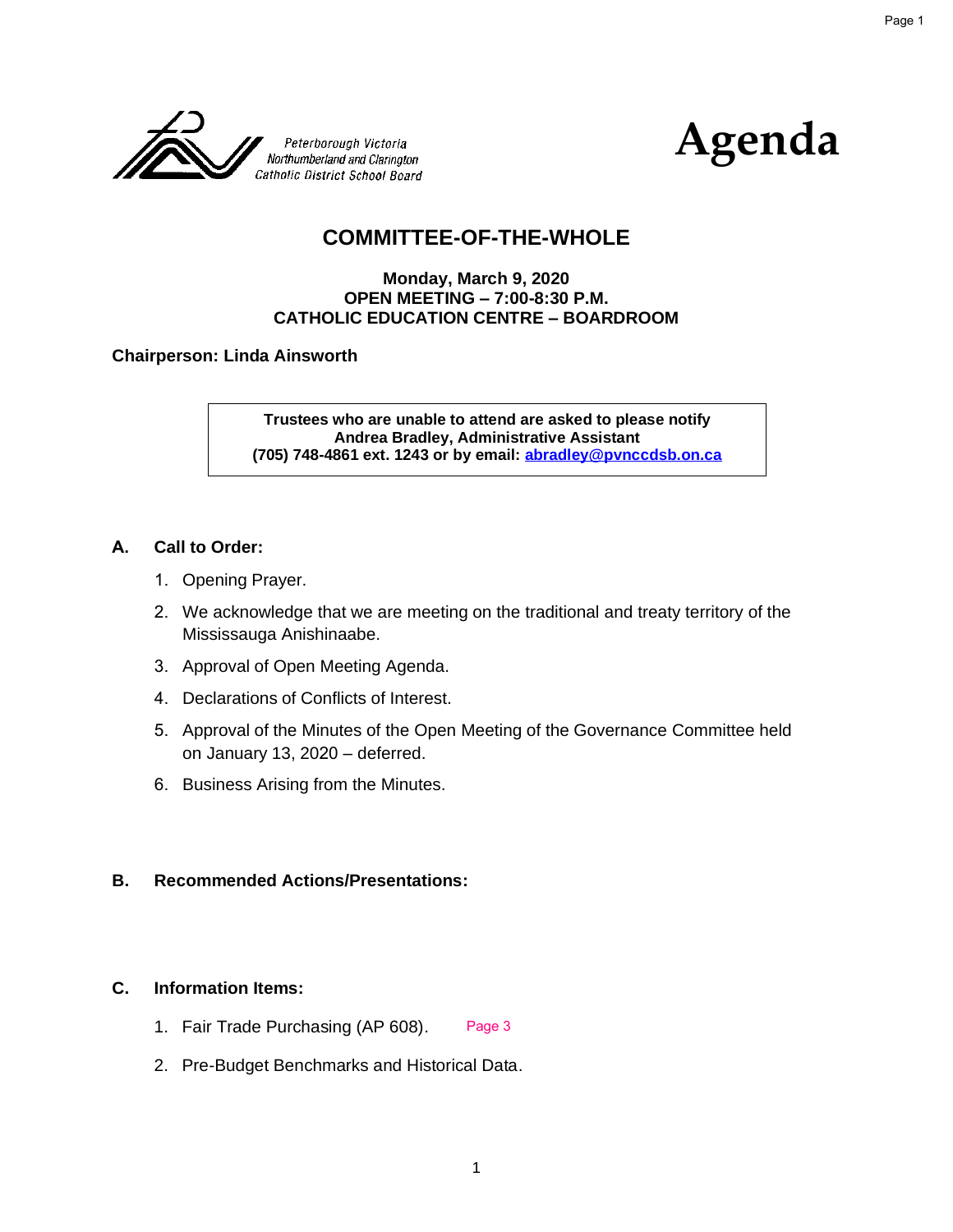Peterborough Victoria Northumberland and Clarington Catholic District School Board

# Agenda

## COMMITTEE-OF-THE-WHOLE

**Monday, March 9, 2020**
**OPEN MEETING – 7:00-8:30 P.M.**
**CATHOLIC EDUCATION CENTRE – BOARDROOM**

**Chairperson: Linda Ainsworth**

> **Trustees who are unable to attend are asked to please notify Andrea Bradley, Administrative Assistant (705) 748-4861 ext. 1243 or by email: abradley@pvnccdsb.on.ca**

### A. Call to Order:

1. Opening Prayer.
2. We acknowledge that we are meeting on the traditional and treaty territory of the Mississauga Anishinaabe.
3. Approval of Open Meeting Agenda.
4. Declarations of Conflicts of Interest.
5. Approval of the Minutes of the Open Meeting of the Governance Committee held on January 13, 2020 – deferred.
6. Business Arising from the Minutes.

### B. Recommended Actions/Presentations:

### C. Information Items:

1. Fair Trade Purchasing (AP 608). Page 3
2. Pre-Budget Benchmarks and Historical Data.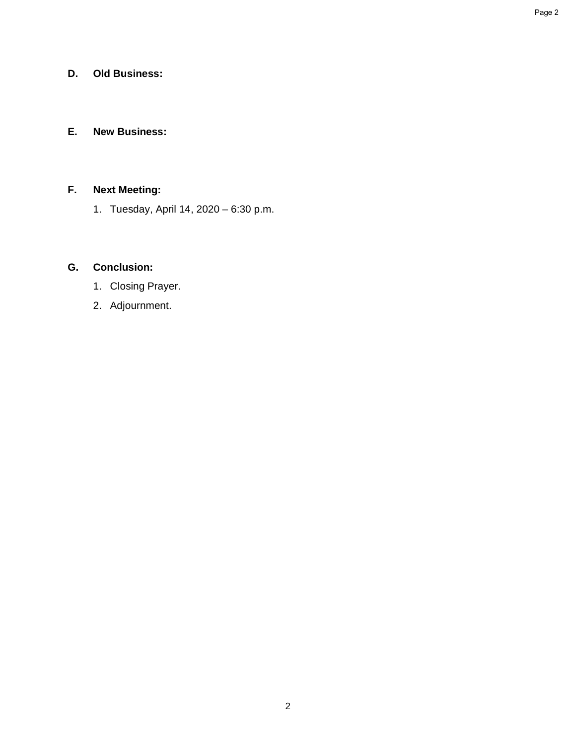**D. Old Business:**

**E. New Business:**

**F. Next Meeting:**

1. Tuesday, April 14, 2020 – 6:30 p.m.

**G. Conclusion:**

1. Closing Prayer.
2. Adjournment.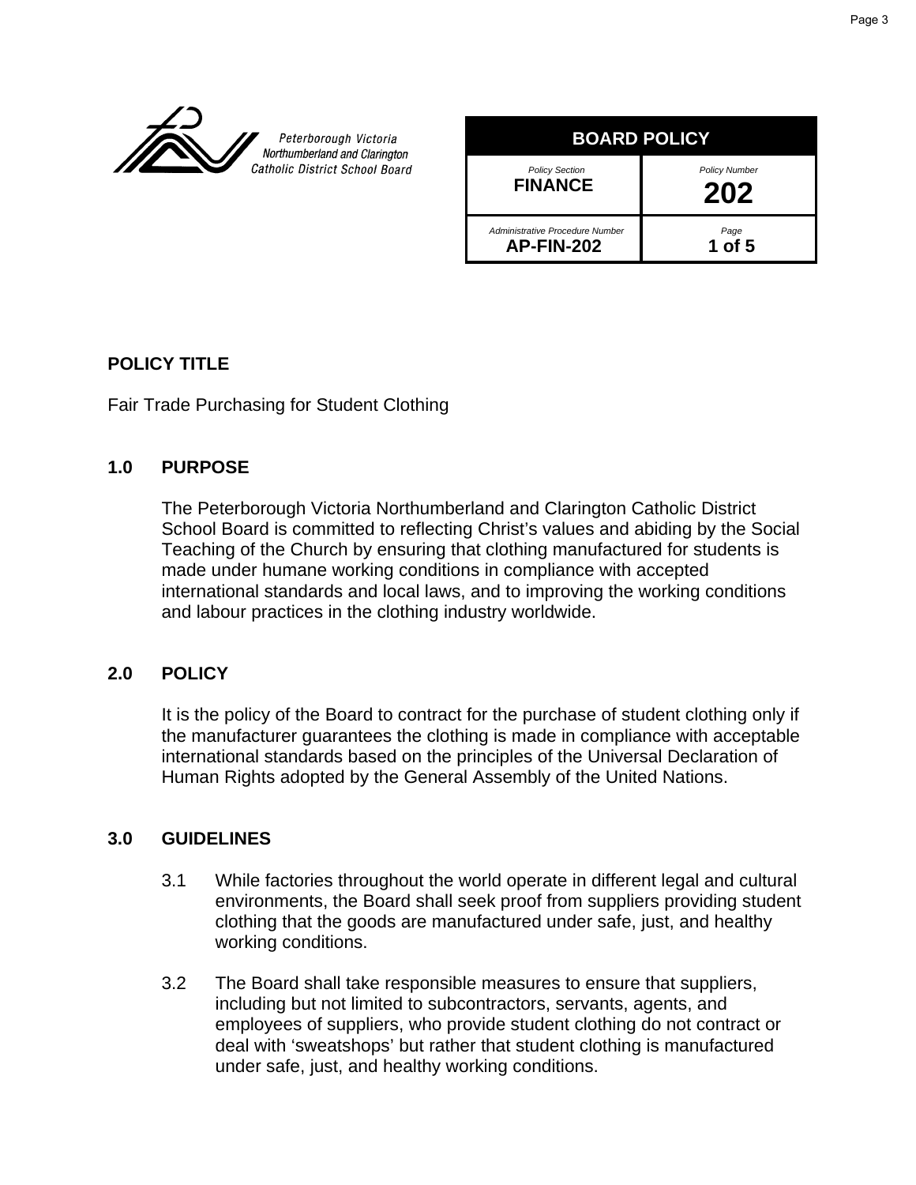Peterborough Victoria Northumberland and Clarington Catholic District School Board

| BOARD POLICY | |
|---|---|
| *Policy Section* **FINANCE** | *Policy Number* **202** |
| *Administrative Procedure Number* **AP-FIN-202** | *Page* **1 of 5** |

## POLICY TITLE

Fair Trade Purchasing for Student Clothing

## 1.0 PURPOSE

The Peterborough Victoria Northumberland and Clarington Catholic District School Board is committed to reflecting Christ's values and abiding by the Social Teaching of the Church by ensuring that clothing manufactured for students is made under humane working conditions in compliance with accepted international standards and local laws, and to improving the working conditions and labour practices in the clothing industry worldwide.

## 2.0 POLICY

It is the policy of the Board to contract for the purchase of student clothing only if the manufacturer guarantees the clothing is made in compliance with acceptable international standards based on the principles of the Universal Declaration of Human Rights adopted by the General Assembly of the United Nations.

## 3.0 GUIDELINES

3.1 While factories throughout the world operate in different legal and cultural environments, the Board shall seek proof from suppliers providing student clothing that the goods are manufactured under safe, just, and healthy working conditions.

3.2 The Board shall take responsible measures to ensure that suppliers, including but not limited to subcontractors, servants, agents, and employees of suppliers, who provide student clothing do not contract or deal with 'sweatshops' but rather that student clothing is manufactured under safe, just, and healthy working conditions.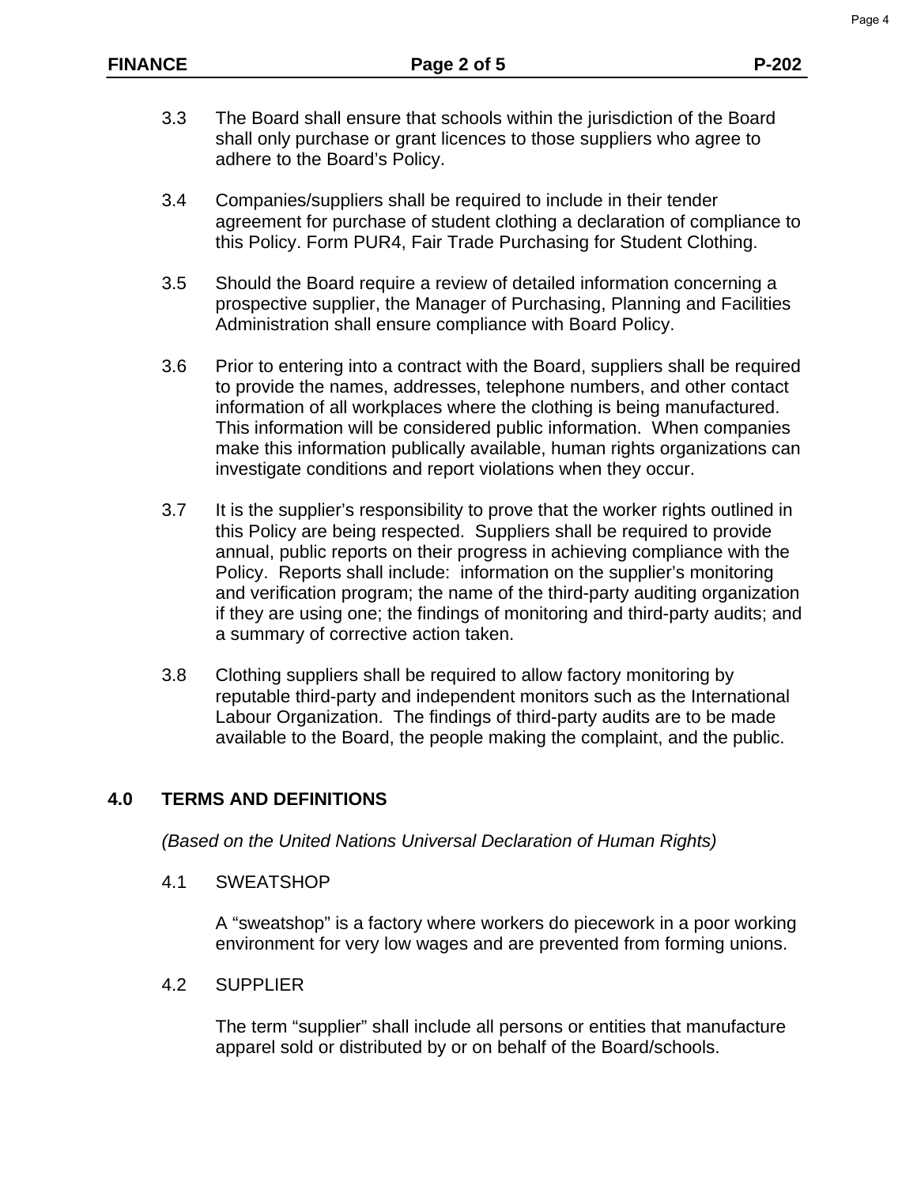3.3 The Board shall ensure that schools within the jurisdiction of the Board shall only purchase or grant licences to those suppliers who agree to adhere to the Board's Policy.

3.4 Companies/suppliers shall be required to include in their tender agreement for purchase of student clothing a declaration of compliance to this Policy. Form PUR4, Fair Trade Purchasing for Student Clothing.

3.5 Should the Board require a review of detailed information concerning a prospective supplier, the Manager of Purchasing, Planning and Facilities Administration shall ensure compliance with Board Policy.

3.6 Prior to entering into a contract with the Board, suppliers shall be required to provide the names, addresses, telephone numbers, and other contact information of all workplaces where the clothing is being manufactured. This information will be considered public information. When companies make this information publically available, human rights organizations can investigate conditions and report violations when they occur.

3.7 It is the supplier's responsibility to prove that the worker rights outlined in this Policy are being respected. Suppliers shall be required to provide annual, public reports on their progress in achieving compliance with the Policy. Reports shall include: information on the supplier's monitoring and verification program; the name of the third-party auditing organization if they are using one; the findings of monitoring and third-party audits; and a summary of corrective action taken.

3.8 Clothing suppliers shall be required to allow factory monitoring by reputable third-party and independent monitors such as the International Labour Organization. The findings of third-party audits are to be made available to the Board, the people making the complaint, and the public.

## 4.0 TERMS AND DEFINITIONS

*(Based on the United Nations Universal Declaration of Human Rights)*

### 4.1 SWEATSHOP

A "sweatshop" is a factory where workers do piecework in a poor working environment for very low wages and are prevented from forming unions.

### 4.2 SUPPLIER

The term "supplier" shall include all persons or entities that manufacture apparel sold or distributed by or on behalf of the Board/schools.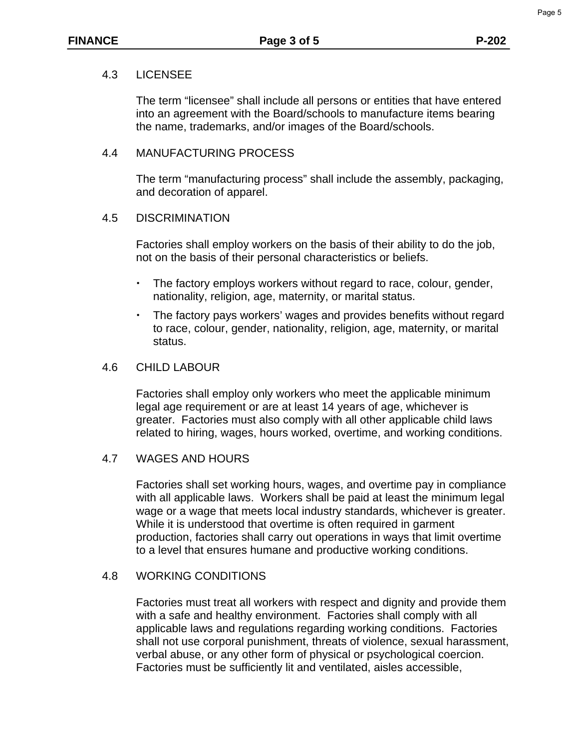### 4.3 LICENSEE

The term "licensee" shall include all persons or entities that have entered into an agreement with the Board/schools to manufacture items bearing the name, trademarks, and/or images of the Board/schools.

### 4.4 MANUFACTURING PROCESS

The term "manufacturing process" shall include the assembly, packaging, and decoration of apparel.

### 4.5 DISCRIMINATION

Factories shall employ workers on the basis of their ability to do the job, not on the basis of their personal characteristics or beliefs.

- The factory employs workers without regard to race, colour, gender, nationality, religion, age, maternity, or marital status.
- The factory pays workers' wages and provides benefits without regard to race, colour, gender, nationality, religion, age, maternity, or marital status.

### 4.6 CHILD LABOUR

Factories shall employ only workers who meet the applicable minimum legal age requirement or are at least 14 years of age, whichever is greater. Factories must also comply with all other applicable child laws related to hiring, wages, hours worked, overtime, and working conditions.

### 4.7 WAGES AND HOURS

Factories shall set working hours, wages, and overtime pay in compliance with all applicable laws. Workers shall be paid at least the minimum legal wage or a wage that meets local industry standards, whichever is greater. While it is understood that overtime is often required in garment production, factories shall carry out operations in ways that limit overtime to a level that ensures humane and productive working conditions.

### 4.8 WORKING CONDITIONS

Factories must treat all workers with respect and dignity and provide them with a safe and healthy environment. Factories shall comply with all applicable laws and regulations regarding working conditions. Factories shall not use corporal punishment, threats of violence, sexual harassment, verbal abuse, or any other form of physical or psychological coercion. Factories must be sufficiently lit and ventilated, aisles accessible,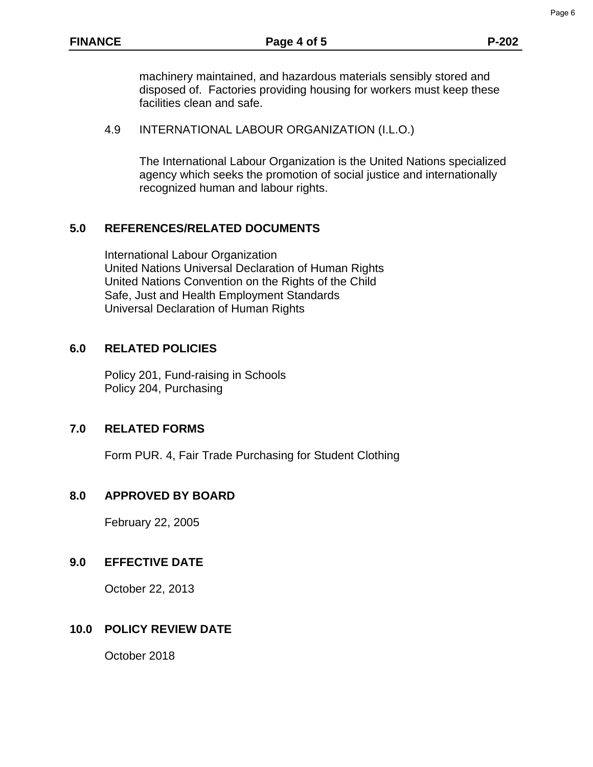machinery maintained, and hazardous materials sensibly stored and disposed of. Factories providing housing for workers must keep these facilities clean and safe.

4.9 INTERNATIONAL LABOUR ORGANIZATION (I.L.O.)

The International Labour Organization is the United Nations specialized agency which seeks the promotion of social justice and internationally recognized human and labour rights.

## 5.0 REFERENCES/RELATED DOCUMENTS

International Labour Organization
United Nations Universal Declaration of Human Rights
United Nations Convention on the Rights of the Child
Safe, Just and Health Employment Standards
Universal Declaration of Human Rights

## 6.0 RELATED POLICIES

Policy 201, Fund-raising in Schools
Policy 204, Purchasing

## 7.0 RELATED FORMS

Form PUR. 4, Fair Trade Purchasing for Student Clothing

## 8.0 APPROVED BY BOARD

February 22, 2005

## 9.0 EFFECTIVE DATE

October 22, 2013

## 10.0 POLICY REVIEW DATE

October 2018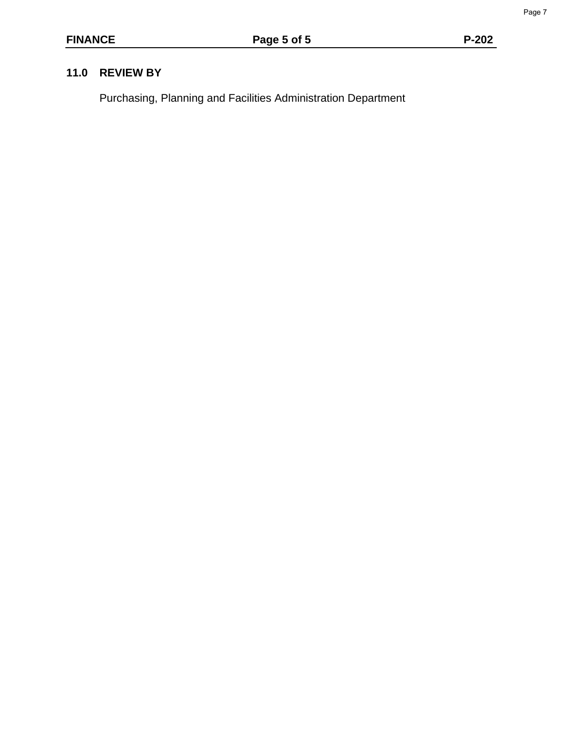## 11.0 REVIEW BY

Purchasing, Planning and Facilities Administration Department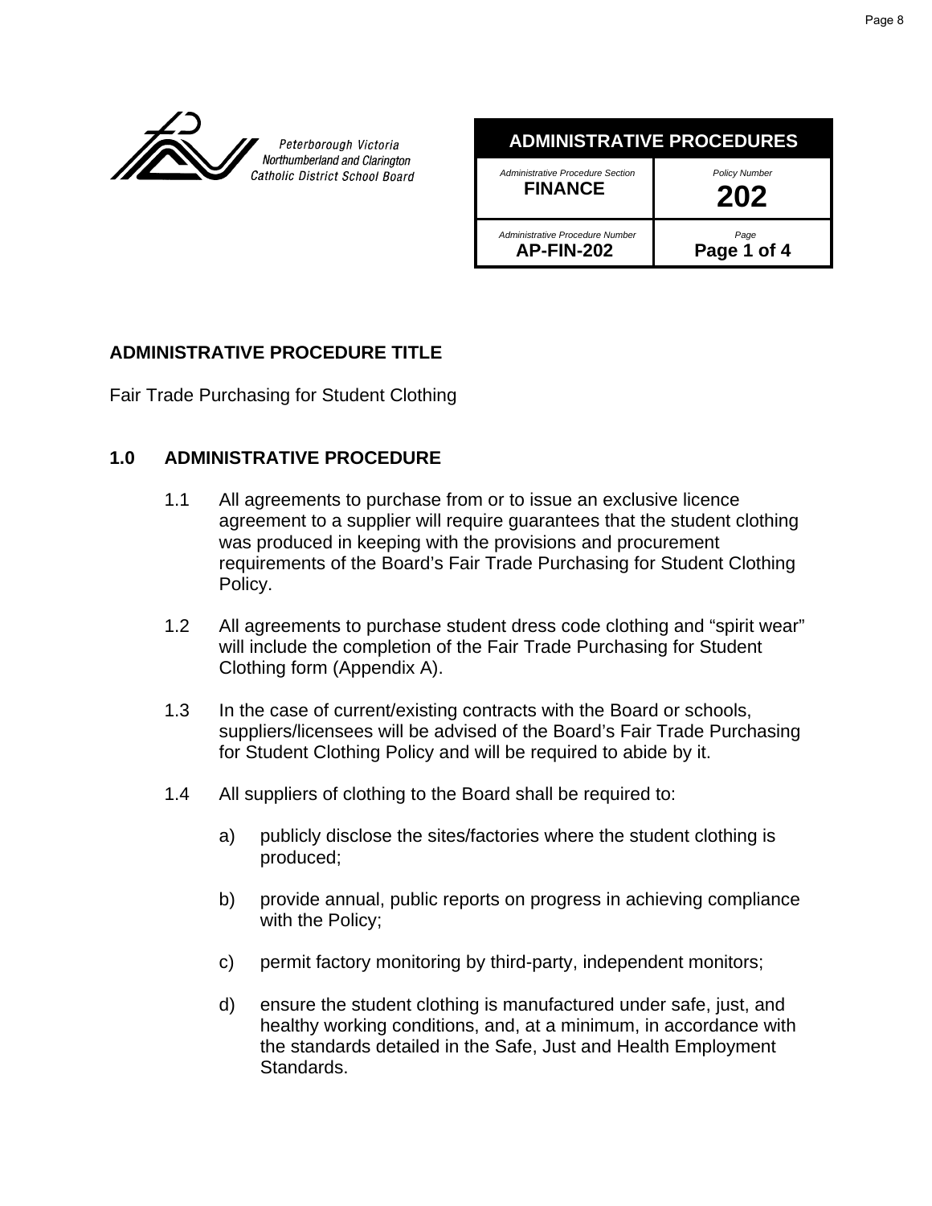Peterborough Victoria Northumberland and Clarington Catholic District School Board

| ADMINISTRATIVE PROCEDURES | |
|---|---|
| *Administrative Procedure Section* **FINANCE** | *Policy Number* **202** |
| *Administrative Procedure Number* **AP-FIN-202** | *Page* **Page 1 of 4** |

## ADMINISTRATIVE PROCEDURE TITLE

Fair Trade Purchasing for Student Clothing

## 1.0 ADMINISTRATIVE PROCEDURE

1.1 All agreements to purchase from or to issue an exclusive licence agreement to a supplier will require guarantees that the student clothing was produced in keeping with the provisions and procurement requirements of the Board's Fair Trade Purchasing for Student Clothing Policy.

1.2 All agreements to purchase student dress code clothing and "spirit wear" will include the completion of the Fair Trade Purchasing for Student Clothing form (Appendix A).

1.3 In the case of current/existing contracts with the Board or schools, suppliers/licensees will be advised of the Board's Fair Trade Purchasing for Student Clothing Policy and will be required to abide by it.

1.4 All suppliers of clothing to the Board shall be required to:

a) publicly disclose the sites/factories where the student clothing is produced;

b) provide annual, public reports on progress in achieving compliance with the Policy;

c) permit factory monitoring by third-party, independent monitors;

d) ensure the student clothing is manufactured under safe, just, and healthy working conditions, and, at a minimum, in accordance with the standards detailed in the Safe, Just and Health Employment Standards.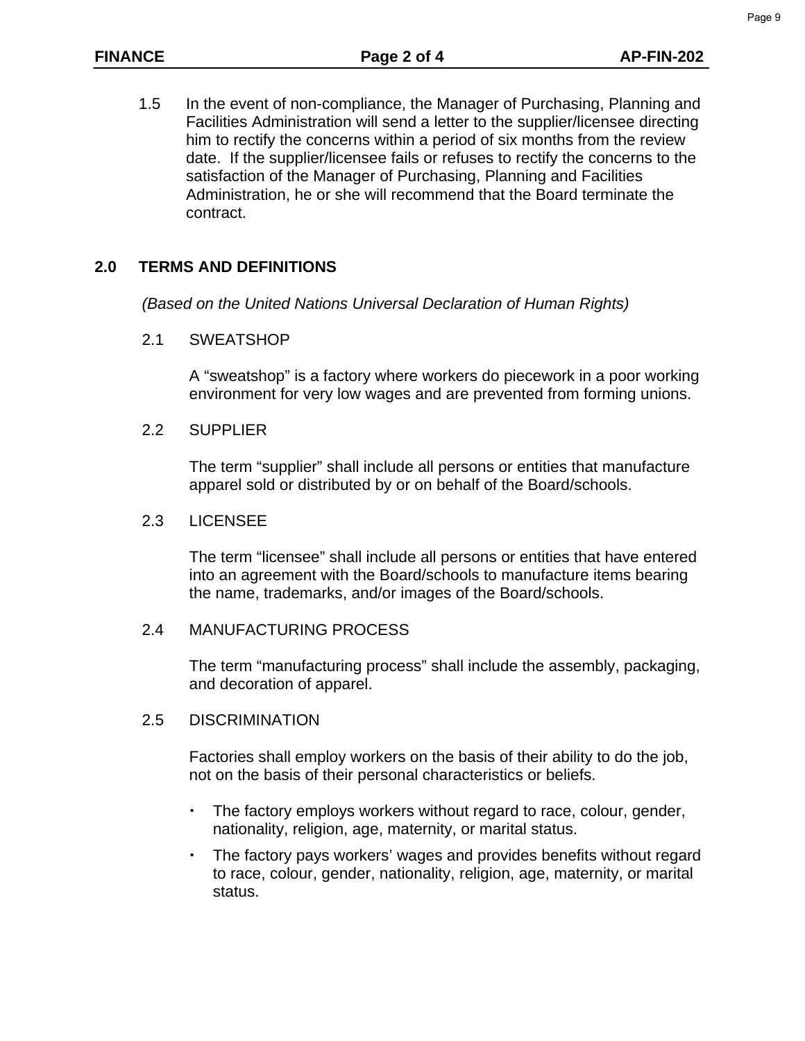1.5 In the event of non-compliance, the Manager of Purchasing, Planning and Facilities Administration will send a letter to the supplier/licensee directing him to rectify the concerns within a period of six months from the review date. If the supplier/licensee fails or refuses to rectify the concerns to the satisfaction of the Manager of Purchasing, Planning and Facilities Administration, he or she will recommend that the Board terminate the contract.

## 2.0 TERMS AND DEFINITIONS

*(Based on the United Nations Universal Declaration of Human Rights)*

### 2.1 SWEATSHOP

A “sweatshop” is a factory where workers do piecework in a poor working environment for very low wages and are prevented from forming unions.

### 2.2 SUPPLIER

The term “supplier” shall include all persons or entities that manufacture apparel sold or distributed by or on behalf of the Board/schools.

### 2.3 LICENSEE

The term “licensee” shall include all persons or entities that have entered into an agreement with the Board/schools to manufacture items bearing the name, trademarks, and/or images of the Board/schools.

### 2.4 MANUFACTURING PROCESS

The term “manufacturing process” shall include the assembly, packaging, and decoration of apparel.

### 2.5 DISCRIMINATION

Factories shall employ workers on the basis of their ability to do the job, not on the basis of their personal characteristics or beliefs.

- The factory employs workers without regard to race, colour, gender, nationality, religion, age, maternity, or marital status.
- The factory pays workers’ wages and provides benefits without regard to race, colour, gender, nationality, religion, age, maternity, or marital status.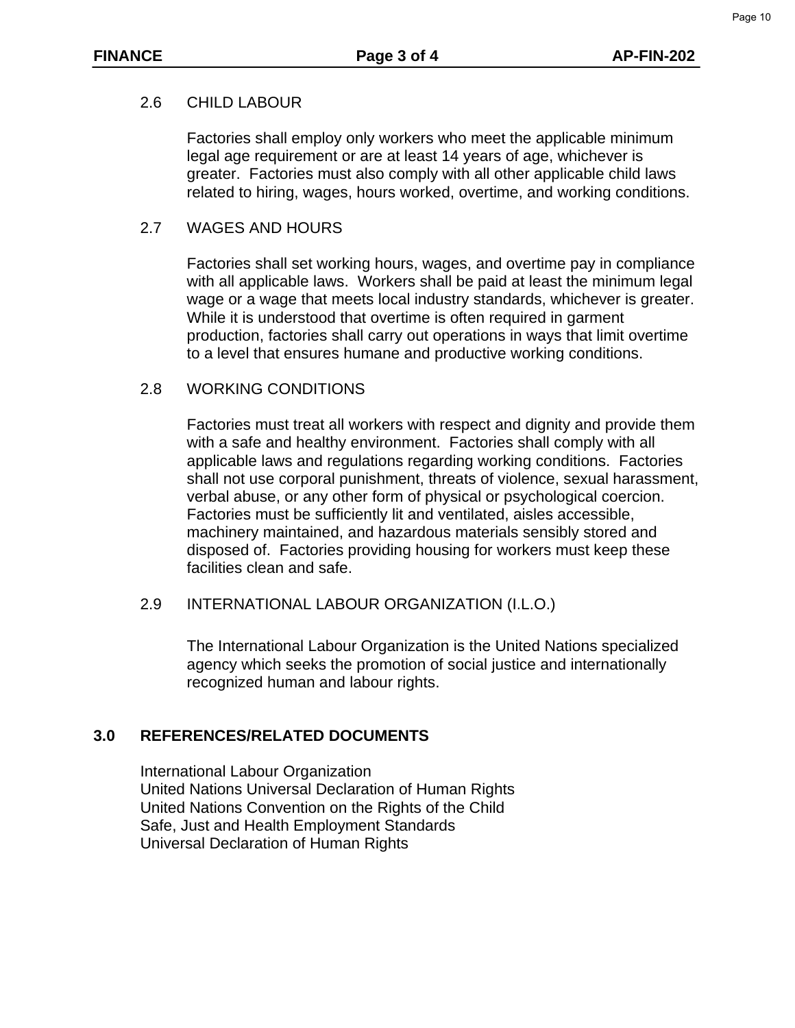### 2.6 CHILD LABOUR

Factories shall employ only workers who meet the applicable minimum legal age requirement or are at least 14 years of age, whichever is greater. Factories must also comply with all other applicable child laws related to hiring, wages, hours worked, overtime, and working conditions.

### 2.7 WAGES AND HOURS

Factories shall set working hours, wages, and overtime pay in compliance with all applicable laws. Workers shall be paid at least the minimum legal wage or a wage that meets local industry standards, whichever is greater. While it is understood that overtime is often required in garment production, factories shall carry out operations in ways that limit overtime to a level that ensures humane and productive working conditions.

### 2.8 WORKING CONDITIONS

Factories must treat all workers with respect and dignity and provide them with a safe and healthy environment. Factories shall comply with all applicable laws and regulations regarding working conditions. Factories shall not use corporal punishment, threats of violence, sexual harassment, verbal abuse, or any other form of physical or psychological coercion. Factories must be sufficiently lit and ventilated, aisles accessible, machinery maintained, and hazardous materials sensibly stored and disposed of. Factories providing housing for workers must keep these facilities clean and safe.

### 2.9 INTERNATIONAL LABOUR ORGANIZATION (I.L.O.)

The International Labour Organization is the United Nations specialized agency which seeks the promotion of social justice and internationally recognized human and labour rights.

## 3.0 REFERENCES/RELATED DOCUMENTS

International Labour Organization
United Nations Universal Declaration of Human Rights
United Nations Convention on the Rights of the Child
Safe, Just and Health Employment Standards
Universal Declaration of Human Rights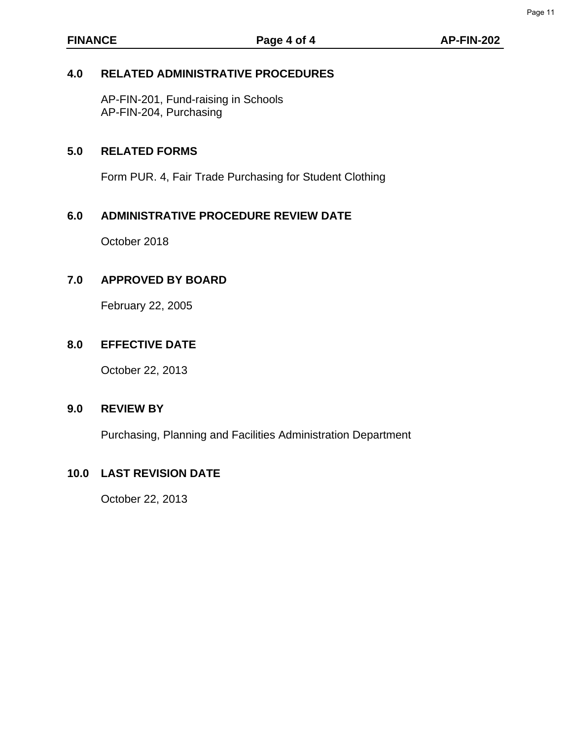## 4.0 RELATED ADMINISTRATIVE PROCEDURES

AP-FIN-201, Fund-raising in Schools
AP-FIN-204, Purchasing

## 5.0 RELATED FORMS

Form PUR. 4, Fair Trade Purchasing for Student Clothing

## 6.0 ADMINISTRATIVE PROCEDURE REVIEW DATE

October 2018

## 7.0 APPROVED BY BOARD

February 22, 2005

## 8.0 EFFECTIVE DATE

October 22, 2013

## 9.0 REVIEW BY

Purchasing, Planning and Facilities Administration Department

## 10.0 LAST REVISION DATE

October 22, 2013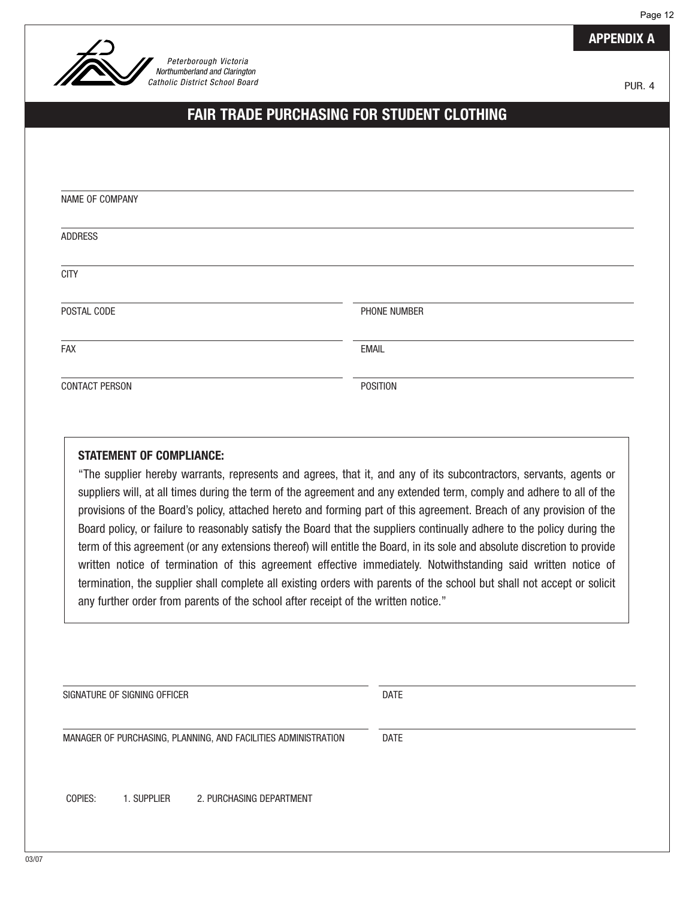**APPENDIX A**

*Peterborough Victoria Northumberland and Clarington Catholic District School Board*

PUR. 4

# FAIR TRADE PURCHASING FOR STUDENT CLOTHING

NAME OF COMPANY

ADDRESS

CITY

POSTAL CODE

PHONE NUMBER

FAX

EMAIL

CONTACT PERSON

POSITION

**STATEMENT OF COMPLIANCE:**

"The supplier hereby warrants, represents and agrees, that it, and any of its subcontractors, servants, agents or suppliers will, at all times during the term of the agreement and any extended term, comply and adhere to all of the provisions of the Board's policy, attached hereto and forming part of this agreement. Breach of any provision of the Board policy, or failure to reasonably satisfy the Board that the suppliers continually adhere to the policy during the term of this agreement (or any extensions thereof) will entitle the Board, in its sole and absolute discretion to provide written notice of termination of this agreement effective immediately. Notwithstanding said written notice of termination, the supplier shall complete all existing orders with parents of the school but shall not accept or solicit any further order from parents of the school after receipt of the written notice."

SIGNATURE OF SIGNING OFFICER

DATE

MANAGER OF PURCHASING, PLANNING, AND FACILITIES ADMINISTRATION

DATE

COPIES: 1. SUPPLIER 2. PURCHASING DEPARTMENT

03/07